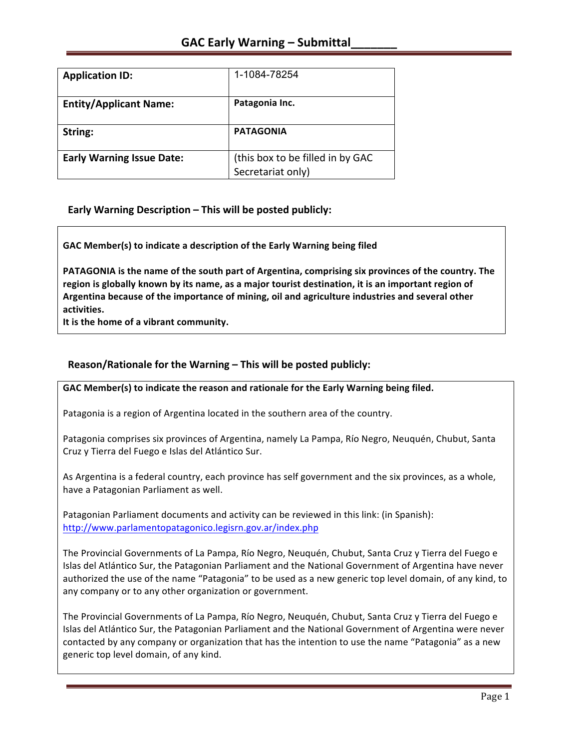# GAC Early Warning – Submittal_______

| | |
|---|---|
| **Application ID:** | 1-1084-78254 |
| **Entity/Applicant Name:** | **Patagonia Inc.** |
| **String:** | **PATAGONIA** |
| **Early Warning Issue Date:** | (this box to be filled in by GAC Secretariat only) |

## Early Warning Description – This will be posted publicly:

**GAC Member(s) to indicate a description of the Early Warning being filed**

**PATAGONIA is the name of the south part of Argentina, comprising six provinces of the country. The region is globally known by its name, as a major tourist destination, it is an important region of Argentina because of the importance of mining, oil and agriculture industries and several other activities.**
**It is the home of a vibrant community.**

## Reason/Rationale for the Warning – This will be posted publicly:

**GAC Member(s) to indicate the reason and rationale for the Early Warning being filed.**

Patagonia is a region of Argentina located in the southern area of the country.

Patagonia comprises six provinces of Argentina, namely La Pampa, Río Negro, Neuquén, Chubut, Santa Cruz y Tierra del Fuego e Islas del Atlántico Sur.

As Argentina is a federal country, each province has self government and the six provinces, as a whole, have a Patagonian Parliament as well.

Patagonian Parliament documents and activity can be reviewed in this link: (in Spanish): http://www.parlamentopatagonico.legisrn.gov.ar/index.php

The Provincial Governments of La Pampa, Río Negro, Neuquén, Chubut, Santa Cruz y Tierra del Fuego e Islas del Atlántico Sur, the Patagonian Parliament and the National Government of Argentina have never authorized the use of the name "Patagonia" to be used as a new generic top level domain, of any kind, to any company or to any other organization or government.

The Provincial Governments of La Pampa, Río Negro, Neuquén, Chubut, Santa Cruz y Tierra del Fuego e Islas del Atlántico Sur, the Patagonian Parliament and the National Government of Argentina were never contacted by any company or organization that has the intention to use the name "Patagonia" as a new generic top level domain, of any kind.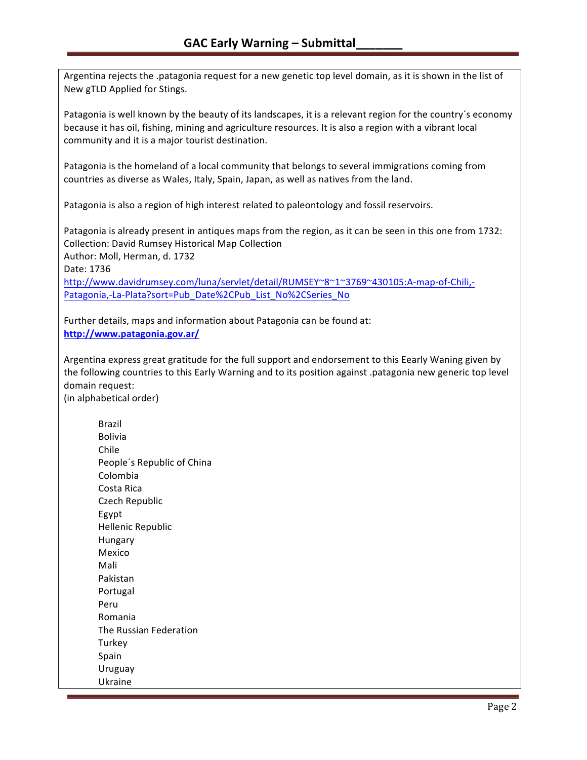Argentina rejects the .patagonia request for a new genetic top level domain, as it is shown in the list of New gTLD Applied for Stings.

Patagonia is well known by the beauty of its landscapes, it is a relevant region for the country´s economy because it has oil, fishing, mining and agriculture resources. It is also a region with a vibrant local community and it is a major tourist destination.

Patagonia is the homeland of a local community that belongs to several immigrations coming from countries as diverse as Wales, Italy, Spain, Japan, as well as natives from the land.

Patagonia is also a region of high interest related to paleontology and fossil reservoirs.

Patagonia is already present in antiques maps from the region, as it can be seen in this one from 1732:
Collection: David Rumsey Historical Map Collection
Author: Moll, Herman, d. 1732
Date: 1736
http://www.davidrumsey.com/luna/servlet/detail/RUMSEY~8~1~3769~430105:A-map-of-Chili,-Patagonia,-La-Plata?sort=Pub_Date%2CPub_List_No%2CSeries_No

Further details, maps and information about Patagonia can be found at:
**http://www.patagonia.gov.ar/**

Argentina express great gratitude for the full support and endorsement to this Eearly Waning given by the following countries to this Early Warning and to its position against .patagonia new generic top level domain request:
(in alphabetical order)

- Brazil
- Bolivia
- Chile
- People´s Republic of China
- Colombia
- Costa Rica
- Czech Republic
- Egypt
- Hellenic Republic
- Hungary
- Mexico
- Mali
- Pakistan
- Portugal
- Peru
- Romania
- The Russian Federation
- Turkey
- Spain
- Uruguay
- Ukraine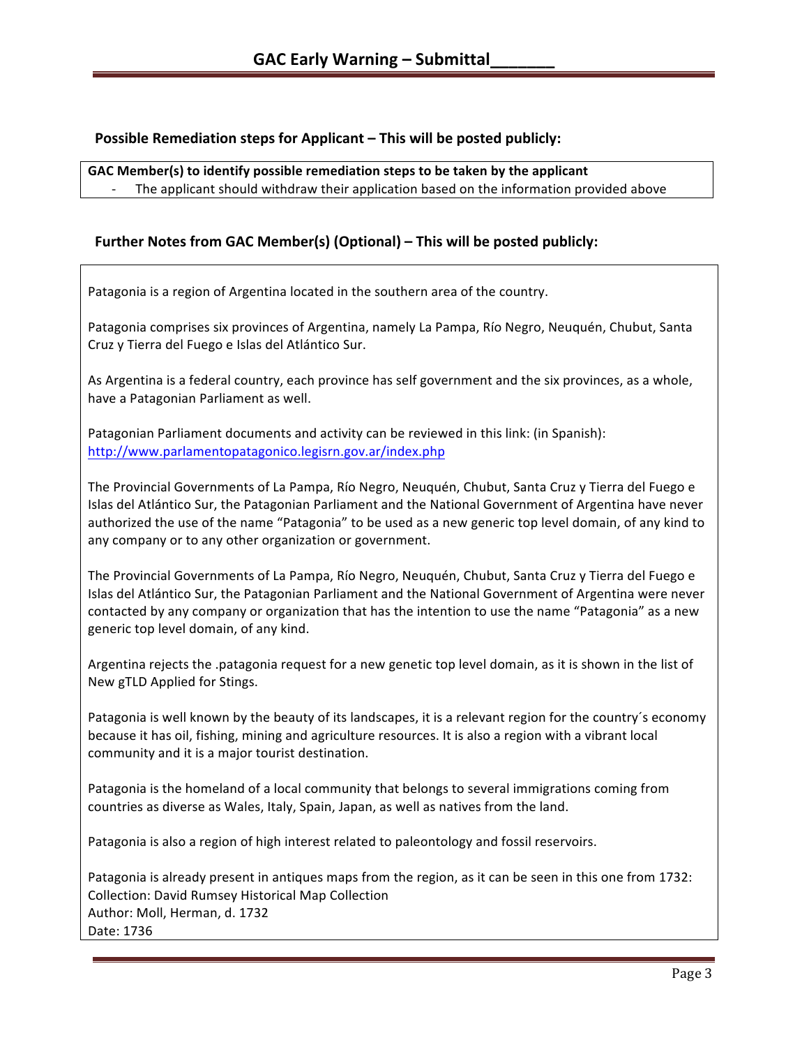## Possible Remediation steps for Applicant – This will be posted publicly:

**GAC Member(s) to identify possible remediation steps to be taken by the applicant**

- The applicant should withdraw their application based on the information provided above

## Further Notes from GAC Member(s) (Optional) – This will be posted publicly:

Patagonia is a region of Argentina located in the southern area of the country.

Patagonia comprises six provinces of Argentina, namely La Pampa, Río Negro, Neuquén, Chubut, Santa Cruz y Tierra del Fuego e Islas del Atlántico Sur.

As Argentina is a federal country, each province has self government and the six provinces, as a whole, have a Patagonian Parliament as well.

Patagonian Parliament documents and activity can be reviewed in this link: (in Spanish): http://www.parlamentopatagonico.legisrn.gov.ar/index.php

The Provincial Governments of La Pampa, Río Negro, Neuquén, Chubut, Santa Cruz y Tierra del Fuego e Islas del Atlántico Sur, the Patagonian Parliament and the National Government of Argentina have never authorized the use of the name "Patagonia" to be used as a new generic top level domain, of any kind to any company or to any other organization or government.

The Provincial Governments of La Pampa, Río Negro, Neuquén, Chubut, Santa Cruz y Tierra del Fuego e Islas del Atlántico Sur, the Patagonian Parliament and the National Government of Argentina were never contacted by any company or organization that has the intention to use the name "Patagonia" as a new generic top level domain, of any kind.

Argentina rejects the .patagonia request for a new genetic top level domain, as it is shown in the list of New gTLD Applied for Stings.

Patagonia is well known by the beauty of its landscapes, it is a relevant region for the country´s economy because it has oil, fishing, mining and agriculture resources. It is also a region with a vibrant local community and it is a major tourist destination.

Patagonia is the homeland of a local community that belongs to several immigrations coming from countries as diverse as Wales, Italy, Spain, Japan, as well as natives from the land.

Patagonia is also a region of high interest related to paleontology and fossil reservoirs.

Patagonia is already present in antiques maps from the region, as it can be seen in this one from 1732:
Collection: David Rumsey Historical Map Collection
Author: Moll, Herman, d. 1732
Date: 1736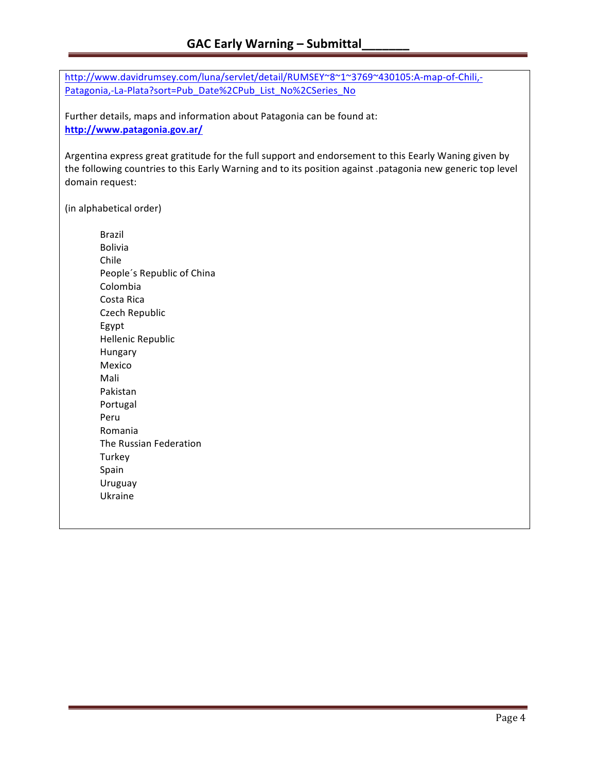http://www.davidrumsey.com/luna/servlet/detail/RUMSEY~8~1~3769~430105:A-map-of-Chili,-Patagonia,-La-Plata?sort=Pub_Date%2CPub_List_No%2CSeries_No

Further details, maps and information about Patagonia can be found at:
**http://www.patagonia.gov.ar/**

Argentina express great gratitude for the full support and endorsement to this Eearly Waning given by the following countries to this Early Warning and to its position against .patagonia new generic top level domain request:

(in alphabetical order)

- Brazil
- Bolivia
- Chile
- People´s Republic of China
- Colombia
- Costa Rica
- Czech Republic
- Egypt
- Hellenic Republic
- Hungary
- Mexico
- Mali
- Pakistan
- Portugal
- Peru
- Romania
- The Russian Federation
- Turkey
- Spain
- Uruguay
- Ukraine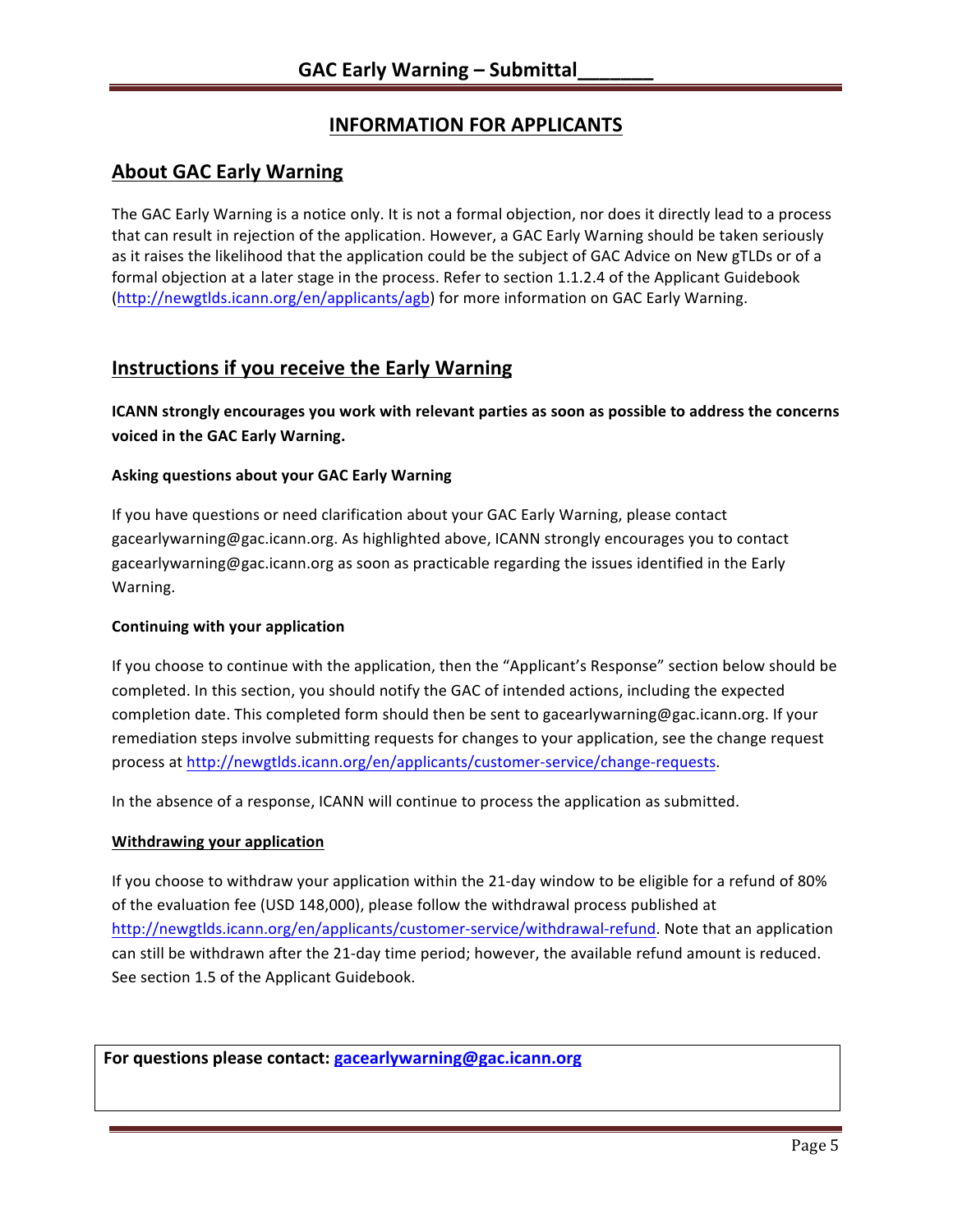## INFORMATION FOR APPLICANTS

## About GAC Early Warning

The GAC Early Warning is a notice only. It is not a formal objection, nor does it directly lead to a process that can result in rejection of the application. However, a GAC Early Warning should be taken seriously as it raises the likelihood that the application could be the subject of GAC Advice on New gTLDs or of a formal objection at a later stage in the process. Refer to section 1.1.2.4 of the Applicant Guidebook (http://newgtlds.icann.org/en/applicants/agb) for more information on GAC Early Warning.

## Instructions if you receive the Early Warning

**ICANN strongly encourages you work with relevant parties as soon as possible to address the concerns voiced in the GAC Early Warning.**

### Asking questions about your GAC Early Warning

If you have questions or need clarification about your GAC Early Warning, please contact gacearlywarning@gac.icann.org. As highlighted above, ICANN strongly encourages you to contact gacearlywarning@gac.icann.org as soon as practicable regarding the issues identified in the Early Warning.

### Continuing with your application

If you choose to continue with the application, then the "Applicant's Response" section below should be completed. In this section, you should notify the GAC of intended actions, including the expected completion date. This completed form should then be sent to gacearlywarning@gac.icann.org. If your remediation steps involve submitting requests for changes to your application, see the change request process at http://newgtlds.icann.org/en/applicants/customer-service/change-requests.

In the absence of a response, ICANN will continue to process the application as submitted.

### Withdrawing your application

If you choose to withdraw your application within the 21-day window to be eligible for a refund of 80% of the evaluation fee (USD 148,000), please follow the withdrawal process published at http://newgtlds.icann.org/en/applicants/customer-service/withdrawal-refund. Note that an application can still be withdrawn after the 21-day time period; however, the available refund amount is reduced. See section 1.5 of the Applicant Guidebook.

**For questions please contact: gacearlywarning@gac.icann.org**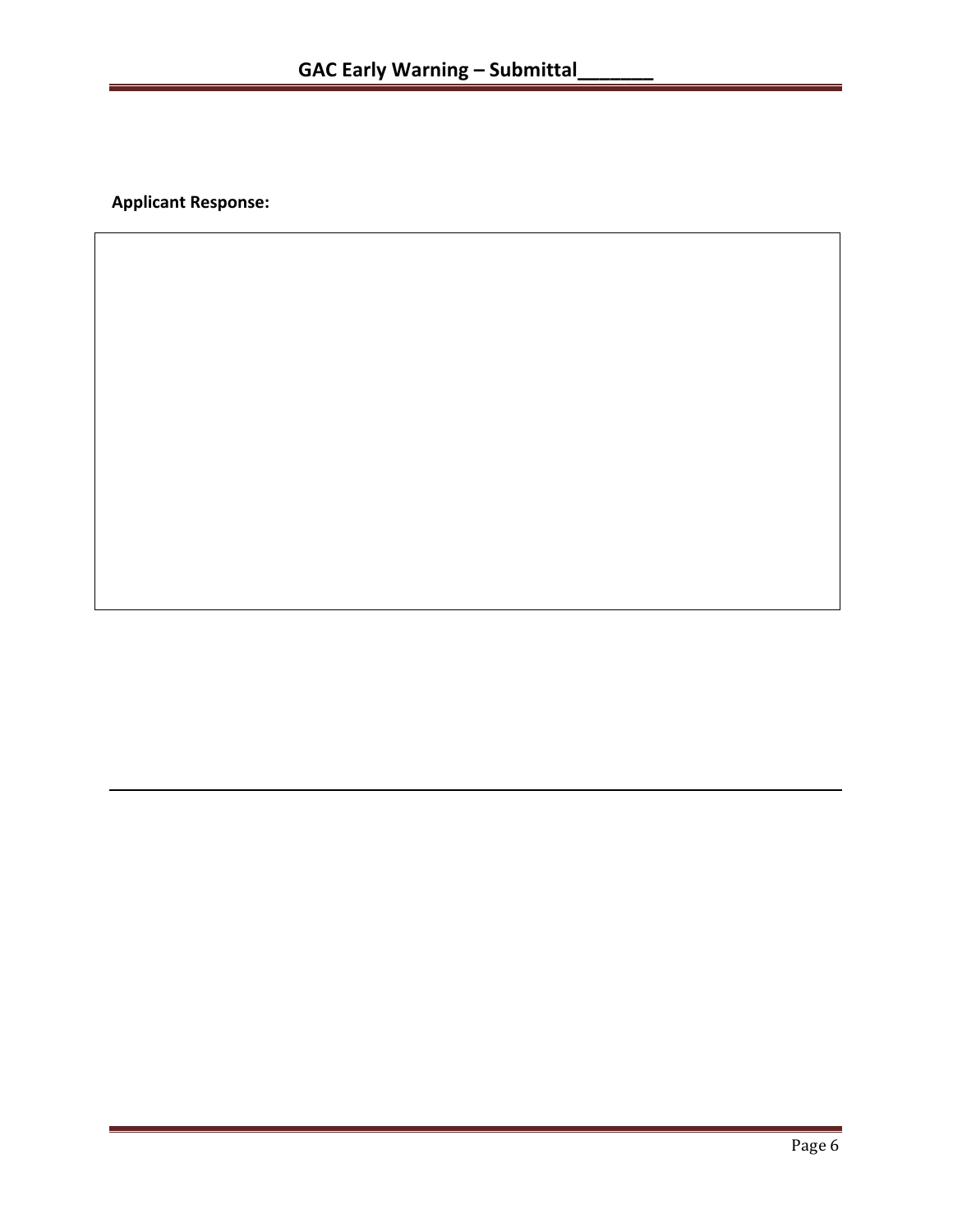**Applicant Response:**

| |
|---|
| |